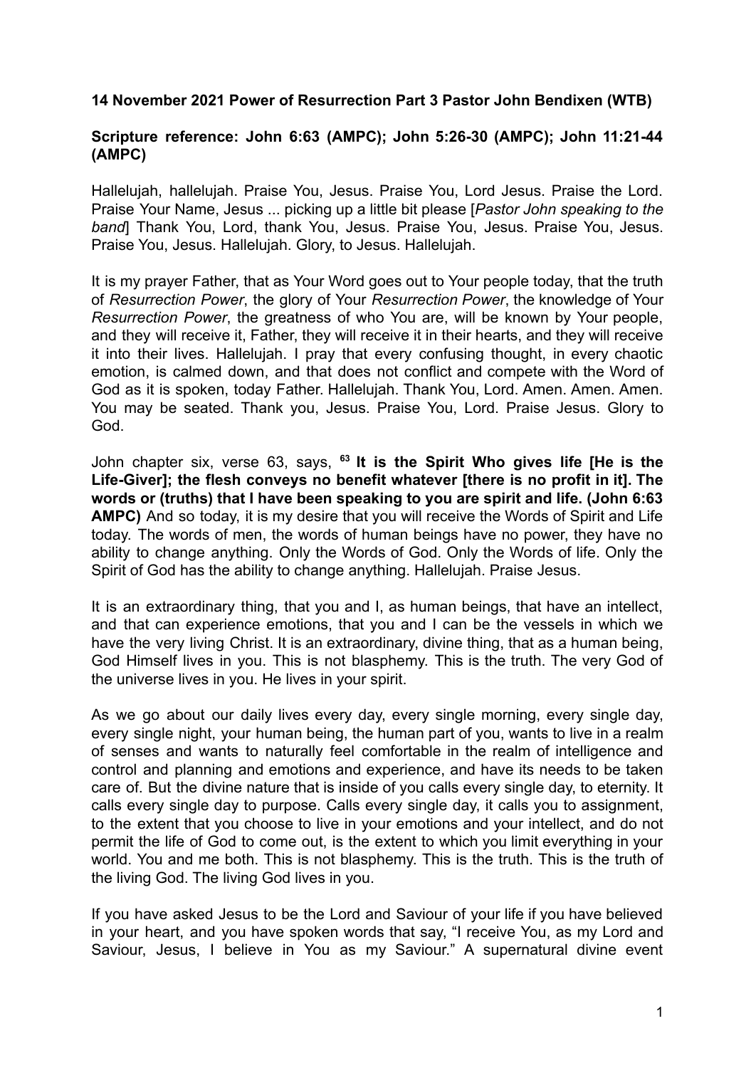**14 November 2021 Power of Resurrection Part 3 Pastor John Bendixen (WTB)**

**Scripture reference: John 6:63 (AMPC); John 5:26-30 (AMPC); John 11:21-44 (AMPC)**

Hallelujah, hallelujah. Praise You, Jesus. Praise You, Lord Jesus. Praise the Lord. Praise Your Name, Jesus ... picking up a little bit please [*Pastor John speaking to the band*] Thank You, Lord, thank You, Jesus. Praise You, Jesus. Praise You, Jesus. Praise You, Jesus. Hallelujah. Glory, to Jesus. Hallelujah.

It is my prayer Father, that as Your Word goes out to Your people today, that the truth of *Resurrection Power*, the glory of Your *Resurrection Power*, the knowledge of Your *Resurrection Power*, the greatness of who You are, will be known by Your people, and they will receive it, Father, they will receive it in their hearts, and they will receive it into their lives. Hallelujah. I pray that every confusing thought, in every chaotic emotion, is calmed down, and that does not conflict and compete with the Word of God as it is spoken, today Father. Hallelujah. Thank You, Lord. Amen. Amen. Amen. You may be seated. Thank you, Jesus. Praise You, Lord. Praise Jesus. Glory to God.

John chapter six, verse 63, says, **[63] It is the Spirit Who gives life [He is the Life-Giver]; the flesh conveys no benefit whatever [there is no profit in it]. The words or (truths) that I have been speaking to you are spirit and life. (John 6:63 AMPC)** And so today, it is my desire that you will receive the Words of Spirit and Life today. The words of men, the words of human beings have no power, they have no ability to change anything. Only the Words of God. Only the Words of life. Only the Spirit of God has the ability to change anything. Hallelujah. Praise Jesus.

It is an extraordinary thing, that you and I, as human beings, that have an intellect, and that can experience emotions, that you and I can be the vessels in which we have the very living Christ. It is an extraordinary, divine thing, that as a human being, God Himself lives in you. This is not blasphemy. This is the truth. The very God of the universe lives in you. He lives in your spirit.

As we go about our daily lives every day, every single morning, every single day, every single night, your human being, the human part of you, wants to live in a realm of senses and wants to naturally feel comfortable in the realm of intelligence and control and planning and emotions and experience, and have its needs to be taken care of. But the divine nature that is inside of you calls every single day, to eternity. It calls every single day to purpose. Calls every single day, it calls you to assignment, to the extent that you choose to live in your emotions and your intellect, and do not permit the life of God to come out, is the extent to which you limit everything in your world. You and me both. This is not blasphemy. This is the truth. This is the truth of the living God. The living God lives in you.

If you have asked Jesus to be the Lord and Saviour of your life if you have believed in your heart, and you have spoken words that say, "I receive You, as my Lord and Saviour, Jesus, I believe in You as my Saviour." A supernatural divine event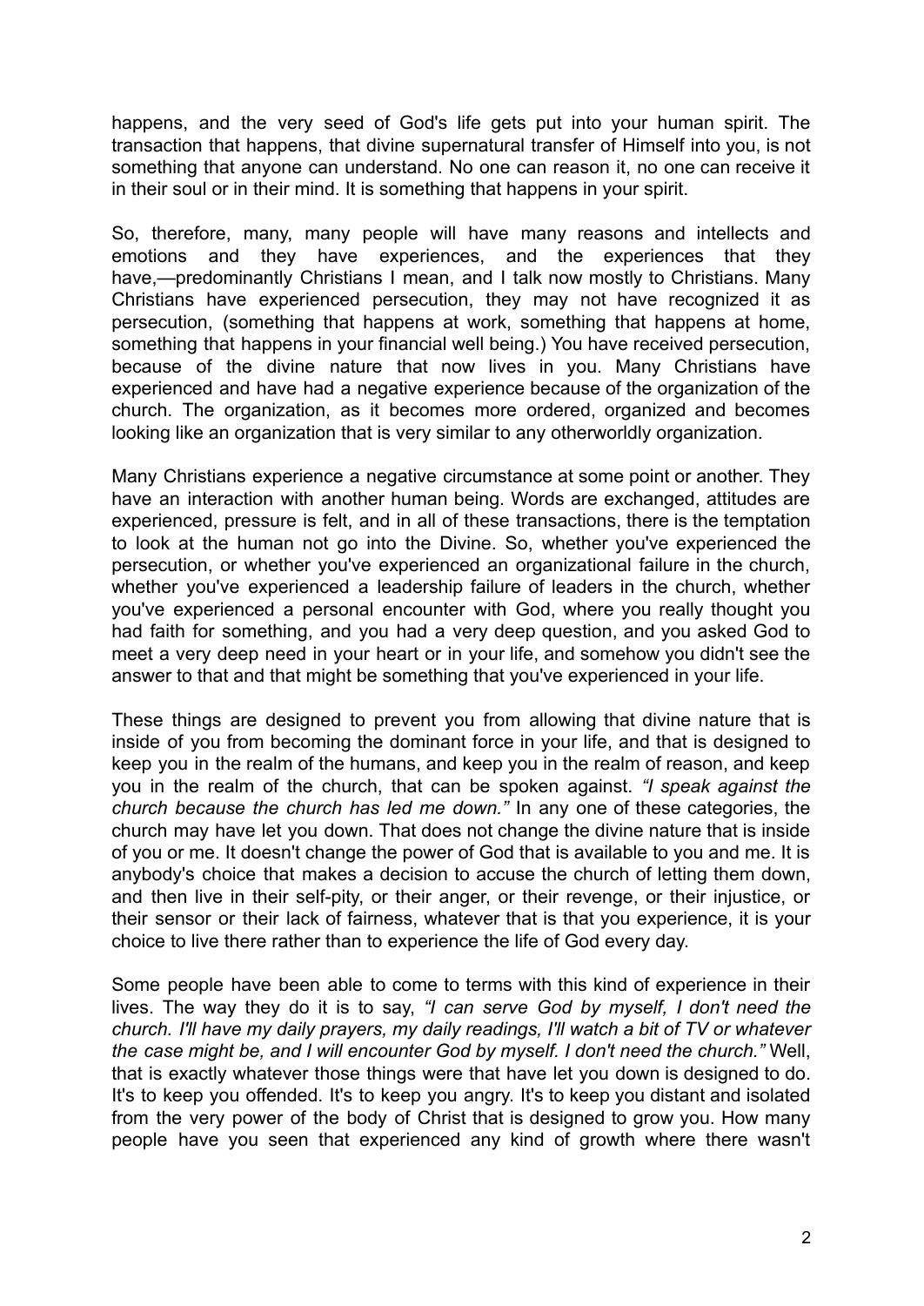happens, and the very seed of God's life gets put into your human spirit. The transaction that happens, that divine supernatural transfer of Himself into you, is not something that anyone can understand. No one can reason it, no one can receive it in their soul or in their mind. It is something that happens in your spirit.

So, therefore, many, many people will have many reasons and intellects and emotions and they have experiences, and the experiences that they have,—predominantly Christians I mean, and I talk now mostly to Christians. Many Christians have experienced persecution, they may not have recognized it as persecution, (something that happens at work, something that happens at home, something that happens in your financial well being.) You have received persecution, because of the divine nature that now lives in you. Many Christians have experienced and have had a negative experience because of the organization of the church. The organization, as it becomes more ordered, organized and becomes looking like an organization that is very similar to any otherworldly organization.

Many Christians experience a negative circumstance at some point or another. They have an interaction with another human being. Words are exchanged, attitudes are experienced, pressure is felt, and in all of these transactions, there is the temptation to look at the human not go into the Divine. So, whether you've experienced the persecution, or whether you've experienced an organizational failure in the church, whether you've experienced a leadership failure of leaders in the church, whether you've experienced a personal encounter with God, where you really thought you had faith for something, and you had a very deep question, and you asked God to meet a very deep need in your heart or in your life, and somehow you didn't see the answer to that and that might be something that you've experienced in your life.

These things are designed to prevent you from allowing that divine nature that is inside of you from becoming the dominant force in your life, and that is designed to keep you in the realm of the humans, and keep you in the realm of reason, and keep you in the realm of the church, that can be spoken against. *"I speak against the church because the church has led me down."* In any one of these categories, the church may have let you down. That does not change the divine nature that is inside of you or me. It doesn't change the power of God that is available to you and me. It is anybody's choice that makes a decision to accuse the church of letting them down, and then live in their self-pity, or their anger, or their revenge, or their injustice, or their sensor or their lack of fairness, whatever that is that you experience, it is your choice to live there rather than to experience the life of God every day.

Some people have been able to come to terms with this kind of experience in their lives. The way they do it is to say, *"I can serve God by myself, I don't need the church. I'll have my daily prayers, my daily readings, I'll watch a bit of TV or whatever the case might be, and I will encounter God by myself. I don't need the church."* Well, that is exactly whatever those things were that have let you down is designed to do. It's to keep you offended. It's to keep you angry. It's to keep you distant and isolated from the very power of the body of Christ that is designed to grow you. How many people have you seen that experienced any kind of growth where there wasn't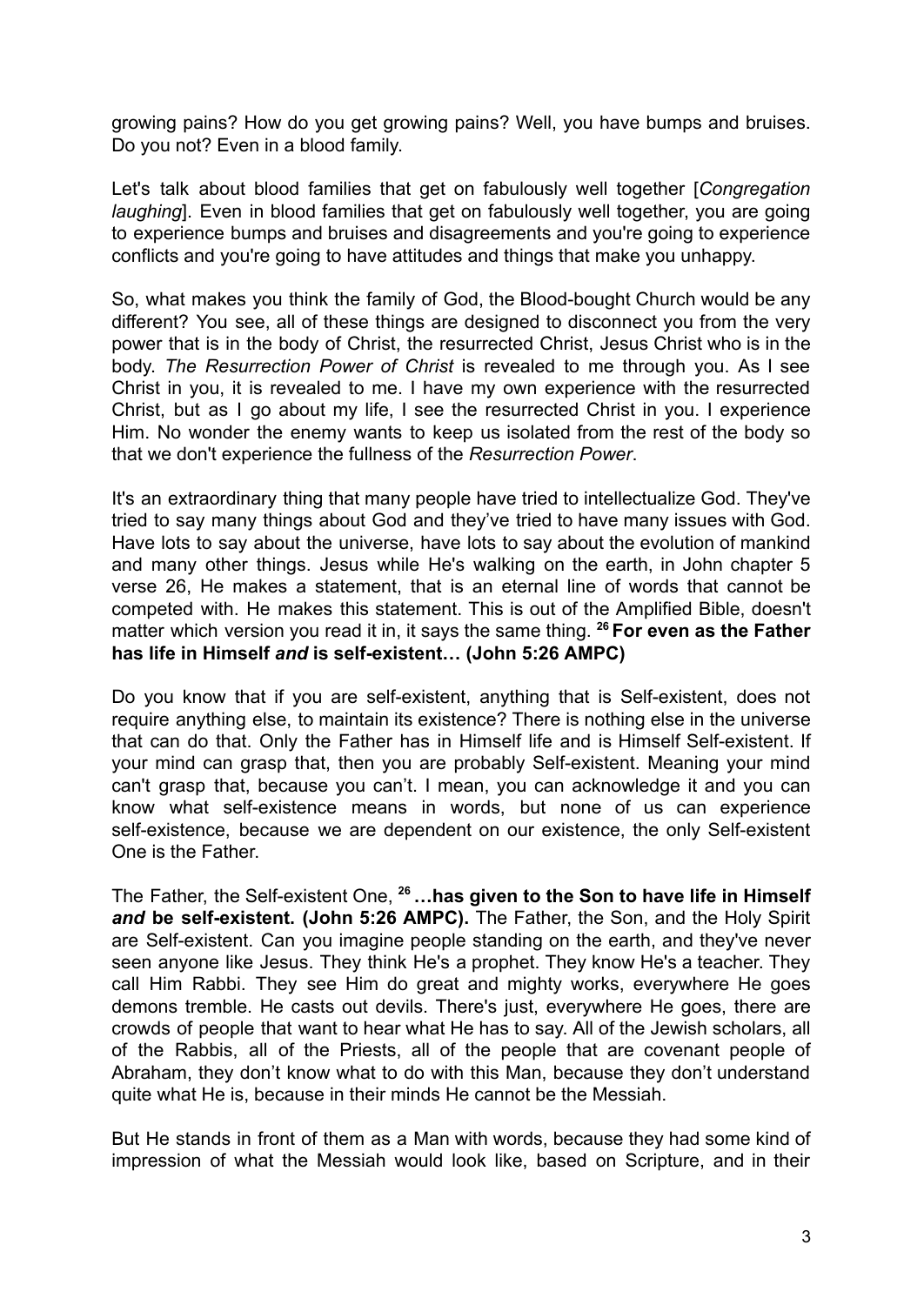growing pains? How do you get growing pains? Well, you have bumps and bruises. Do you not? Even in a blood family.

Let's talk about blood families that get on fabulously well together [*Congregation laughing*]. Even in blood families that get on fabulously well together, you are going to experience bumps and bruises and disagreements and you're going to experience conflicts and you're going to have attitudes and things that make you unhappy.

So, what makes you think the family of God, the Blood-bought Church would be any different? You see, all of these things are designed to disconnect you from the very power that is in the body of Christ, the resurrected Christ, Jesus Christ who is in the body. *The Resurrection Power of Christ* is revealed to me through you. As I see Christ in you, it is revealed to me. I have my own experience with the resurrected Christ, but as I go about my life, I see the resurrected Christ in you. I experience Him. No wonder the enemy wants to keep us isolated from the rest of the body so that we don't experience the fullness of the *Resurrection Power*.

It's an extraordinary thing that many people have tried to intellectualize God. They've tried to say many things about God and they've tried to have many issues with God. Have lots to say about the universe, have lots to say about the evolution of mankind and many other things. Jesus while He's walking on the earth, in John chapter 5 verse 26, He makes a statement, that is an eternal line of words that cannot be competed with. He makes this statement. This is out of the Amplified Bible, doesn't matter which version you read it in, it says the same thing. **26 For even as the Father has life in Himself *and* is self-existent… (John 5:26 AMPC)**

Do you know that if you are self-existent, anything that is Self-existent, does not require anything else, to maintain its existence? There is nothing else in the universe that can do that. Only the Father has in Himself life and is Himself Self-existent. If your mind can grasp that, then you are probably Self-existent. Meaning your mind can't grasp that, because you can't. I mean, you can acknowledge it and you can know what self-existence means in words, but none of us can experience self-existence, because we are dependent on our existence, the only Self-existent One is the Father.

The Father, the Self-existent One, **26 …has given to the Son to have life in Himself *and* be self-existent. (John 5:26 AMPC).** The Father, the Son, and the Holy Spirit are Self-existent. Can you imagine people standing on the earth, and they've never seen anyone like Jesus. They think He's a prophet. They know He's a teacher. They call Him Rabbi. They see Him do great and mighty works, everywhere He goes demons tremble. He casts out devils. There's just, everywhere He goes, there are crowds of people that want to hear what He has to say. All of the Jewish scholars, all of the Rabbis, all of the Priests, all of the people that are covenant people of Abraham, they don't know what to do with this Man, because they don't understand quite what He is, because in their minds He cannot be the Messiah.

But He stands in front of them as a Man with words, because they had some kind of impression of what the Messiah would look like, based on Scripture, and in their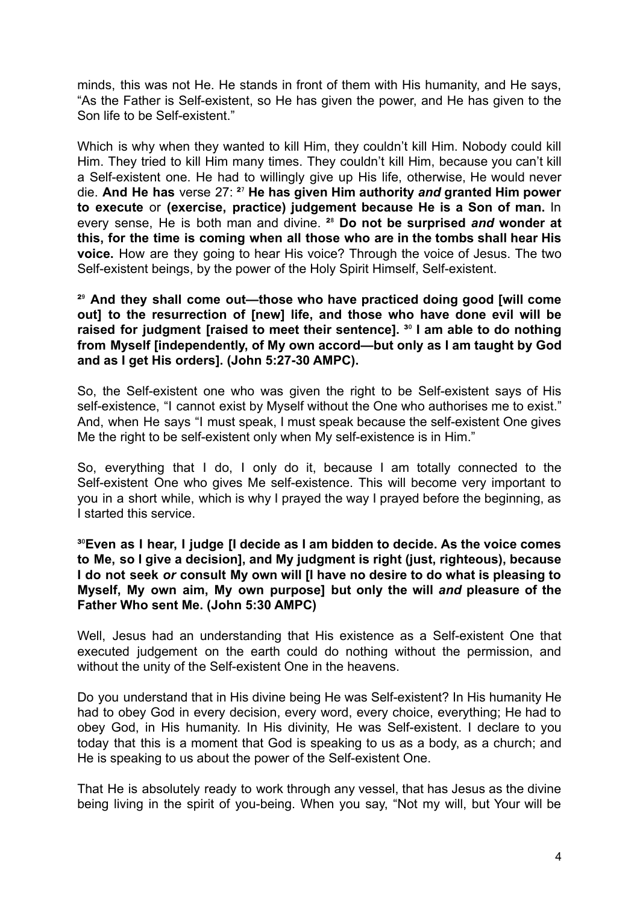minds, this was not He. He stands in front of them with His humanity, and He says, "As the Father is Self-existent, so He has given the power, and He has given to the Son life to be Self-existent."

Which is why when they wanted to kill Him, they couldn't kill Him. Nobody could kill Him. They tried to kill Him many times. They couldn't kill Him, because you can't kill a Self-existent one. He had to willingly give up His life, otherwise, He would never die. **And He has** verse 27: **[27] He has given Him authority *and* granted Him power to execute** or **(exercise, practice) judgement because He is a Son of man.** In every sense, He is both man and divine. **[28] Do not be surprised *and* wonder at this, for the time is coming when all those who are in the tombs shall hear His voice.** How are they going to hear His voice? Through the voice of Jesus. The two Self-existent beings, by the power of the Holy Spirit Himself, Self-existent.

**[29] And they shall come out—those who have practiced doing good [will come out] to the resurrection of [new] life, and those who have done evil will be raised for judgment [raised to meet their sentence]. [30] I am able to do nothing from Myself [independently, of My own accord—but only as I am taught by God and as I get His orders]. (John 5:27-30 AMPC).**

So, the Self-existent one who was given the right to be Self-existent says of His self-existence, "I cannot exist by Myself without the One who authorises me to exist." And, when He says "I must speak, I must speak because the self-existent One gives Me the right to be self-existent only when My self-existence is in Him."

So, everything that I do, I only do it, because I am totally connected to the Self-existent One who gives Me self-existence. This will become very important to you in a short while, which is why I prayed the way I prayed before the beginning, as I started this service.

**[30]Even as I hear, I judge [I decide as I am bidden to decide. As the voice comes to Me, so I give a decision], and My judgment is right (just, righteous), because I do not seek *or* consult My own will [I have no desire to do what is pleasing to Myself, My own aim, My own purpose] but only the will *and* pleasure of the Father Who sent Me. (John 5:30 AMPC)**

Well, Jesus had an understanding that His existence as a Self-existent One that executed judgement on the earth could do nothing without the permission, and without the unity of the Self-existent One in the heavens.

Do you understand that in His divine being He was Self-existent? In His humanity He had to obey God in every decision, every word, every choice, everything; He had to obey God, in His humanity. In His divinity, He was Self-existent. I declare to you today that this is a moment that God is speaking to us as a body, as a church; and He is speaking to us about the power of the Self-existent One.

That He is absolutely ready to work through any vessel, that has Jesus as the divine being living in the spirit of you-being. When you say, "Not my will, but Your will be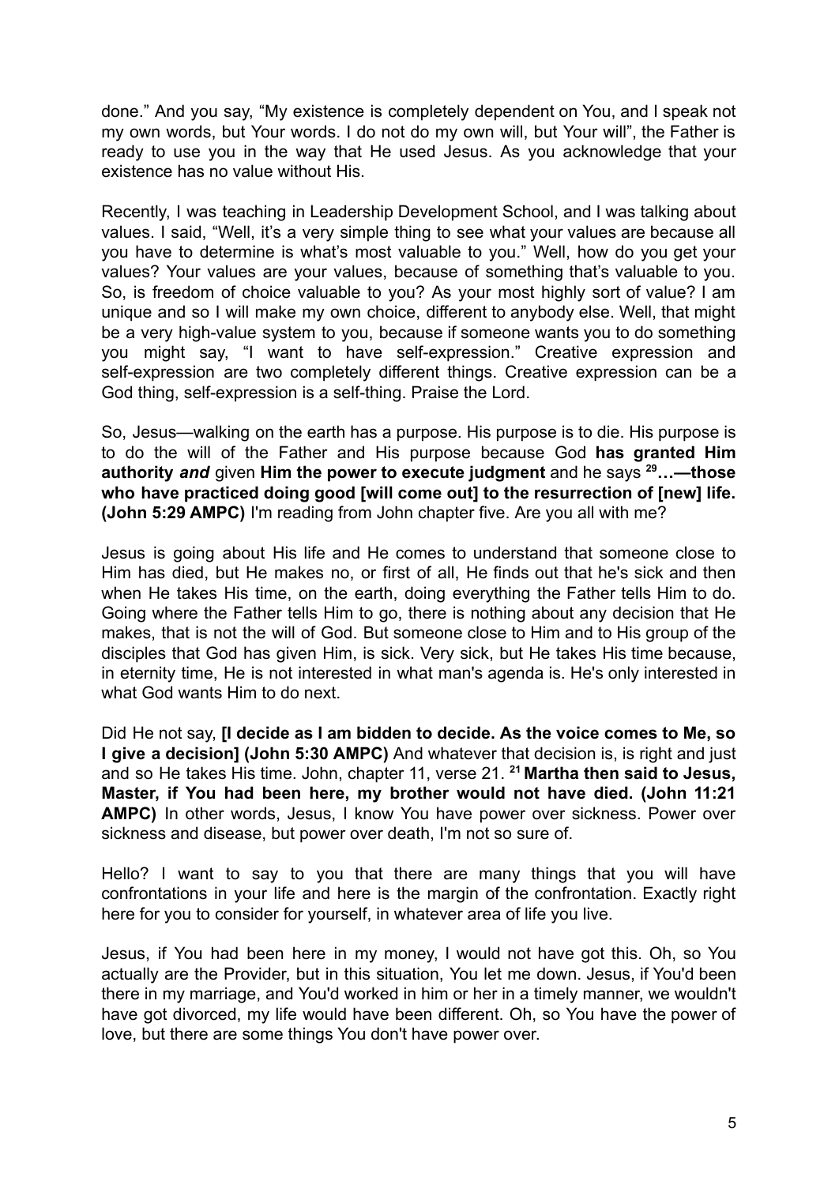done." And you say, "My existence is completely dependent on You, and I speak not my own words, but Your words. I do not do my own will, but Your will", the Father is ready to use you in the way that He used Jesus. As you acknowledge that your existence has no value without His.

Recently, I was teaching in Leadership Development School, and I was talking about values. I said, "Well, it's a very simple thing to see what your values are because all you have to determine is what's most valuable to you." Well, how do you get your values? Your values are your values, because of something that's valuable to you. So, is freedom of choice valuable to you? As your most highly sort of value? I am unique and so I will make my own choice, different to anybody else. Well, that might be a very high-value system to you, because if someone wants you to do something you might say, "I want to have self-expression." Creative expression and self-expression are two completely different things. Creative expression can be a God thing, self-expression is a self-thing. Praise the Lord.

So, Jesus—walking on the earth has a purpose. His purpose is to die. His purpose is to do the will of the Father and His purpose because God **has granted Him authority *and*** given **Him the power to execute judgment** and he says **[29]…—those who have practiced doing good [will come out] to the resurrection of [new] life. (John 5:29 AMPC)** I'm reading from John chapter five. Are you all with me?

Jesus is going about His life and He comes to understand that someone close to Him has died, but He makes no, or first of all, He finds out that he's sick and then when He takes His time, on the earth, doing everything the Father tells Him to do. Going where the Father tells Him to go, there is nothing about any decision that He makes, that is not the will of God. But someone close to Him and to His group of the disciples that God has given Him, is sick. Very sick, but He takes His time because, in eternity time, He is not interested in what man's agenda is. He's only interested in what God wants Him to do next.

Did He not say, **[I decide as I am bidden to decide. As the voice comes to Me, so I give a decision] (John 5:30 AMPC)** And whatever that decision is, is right and just and so He takes His time. John, chapter 11, verse 21. **[21] Martha then said to Jesus, Master, if You had been here, my brother would not have died. (John 11:21 AMPC)** In other words, Jesus, I know You have power over sickness. Power over sickness and disease, but power over death, I'm not so sure of.

Hello? I want to say to you that there are many things that you will have confrontations in your life and here is the margin of the confrontation. Exactly right here for you to consider for yourself, in whatever area of life you live.

Jesus, if You had been here in my money, I would not have got this. Oh, so You actually are the Provider, but in this situation, You let me down. Jesus, if You'd been there in my marriage, and You'd worked in him or her in a timely manner, we wouldn't have got divorced, my life would have been different. Oh, so You have the power of love, but there are some things You don't have power over.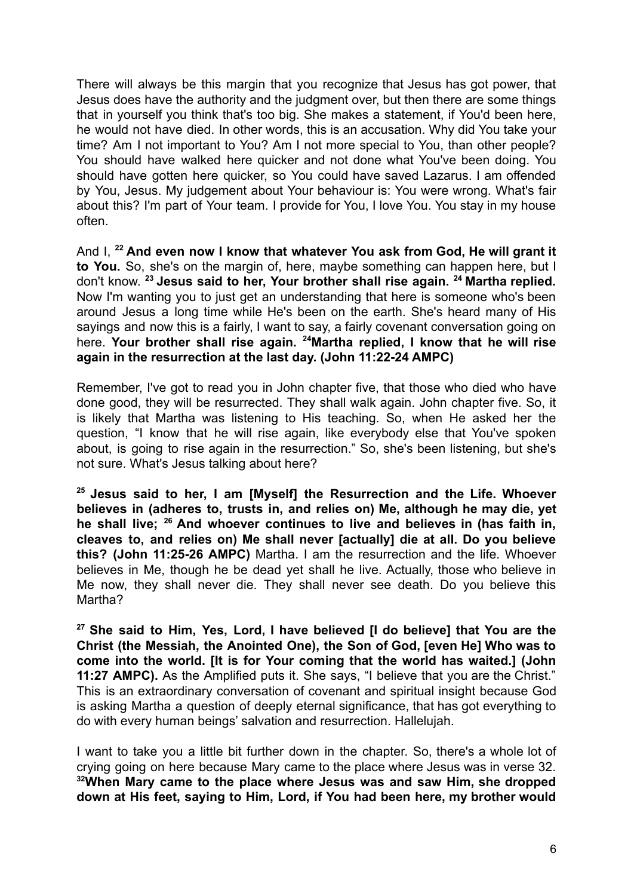There will always be this margin that you recognize that Jesus has got power, that Jesus does have the authority and the judgment over, but then there are some things that in yourself you think that's too big. She makes a statement, if You'd been here, he would not have died. In other words, this is an accusation. Why did You take your time? Am I not important to You? Am I not more special to You, than other people? You should have walked here quicker and not done what You've been doing. You should have gotten here quicker, so You could have saved Lazarus. I am offended by You, Jesus. My judgement about Your behaviour is: You were wrong. What's fair about this? I'm part of Your team. I provide for You, I love You. You stay in my house often.

And I, **[22] And even now I know that whatever You ask from God, He will grant it to You.** So, she's on the margin of, here, maybe something can happen here, but I don't know. **[23] Jesus said to her, Your brother shall rise again. [24] Martha replied.** Now I'm wanting you to just get an understanding that here is someone who's been around Jesus a long time while He's been on the earth. She's heard many of His sayings and now this is a fairly, I want to say, a fairly covenant conversation going on here. **Your brother shall rise again. [24]Martha replied, I know that he will rise again in the resurrection at the last day. (John 11:22-24 AMPC)**

Remember, I've got to read you in John chapter five, that those who died who have done good, they will be resurrected. They shall walk again. John chapter five. So, it is likely that Martha was listening to His teaching. So, when He asked her the question, "I know that he will rise again, like everybody else that You've spoken about, is going to rise again in the resurrection." So, she's been listening, but she's not sure. What's Jesus talking about here?

**[25] Jesus said to her, I am [Myself] the Resurrection and the Life. Whoever believes in (adheres to, trusts in, and relies on) Me, although he may die, yet he shall live; [26] And whoever continues to live and believes in (has faith in, cleaves to, and relies on) Me shall never [actually] die at all. Do you believe this? (John 11:25-26 AMPC)** Martha. I am the resurrection and the life. Whoever believes in Me, though he be dead yet shall he live. Actually, those who believe in Me now, they shall never die. They shall never see death. Do you believe this Martha?

**[27] She said to Him, Yes, Lord, I have believed [I do believe] that You are the Christ (the Messiah, the Anointed One), the Son of God, [even He] Who was to come into the world. [It is for Your coming that the world has waited.] (John 11:27 AMPC).** As the Amplified puts it. She says, "I believe that you are the Christ." This is an extraordinary conversation of covenant and spiritual insight because God is asking Martha a question of deeply eternal significance, that has got everything to do with every human beings' salvation and resurrection. Hallelujah.

I want to take you a little bit further down in the chapter. So, there's a whole lot of crying going on here because Mary came to the place where Jesus was in verse 32. **[32]When Mary came to the place where Jesus was and saw Him, she dropped down at His feet, saying to Him, Lord, if You had been here, my brother would**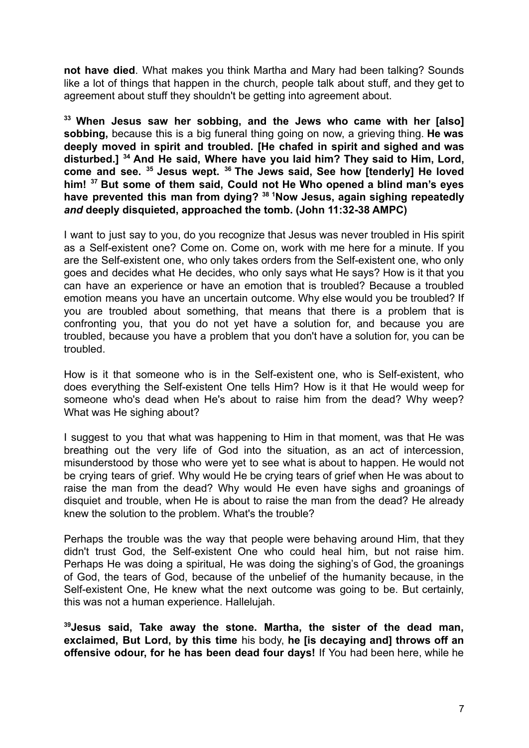**not have died**. What makes you think Martha and Mary had been talking? Sounds like a lot of things that happen in the church, people talk about stuff, and they get to agreement about stuff they shouldn't be getting into agreement about.

**33 When Jesus saw her sobbing, and the Jews who came with her [also] sobbing,** because this is a big funeral thing going on now, a grieving thing. **He was deeply moved in spirit and troubled. [He chafed in spirit and sighed and was disturbed.] 34 And He said, Where have you laid him? They said to Him, Lord, come and see. 35 Jesus wept. 36 The Jews said, See how [tenderly] He loved him! 37 But some of them said, Could not He Who opened a blind man's eyes have prevented this man from dying? 38 Now Jesus, again sighing repeatedly *and* deeply disquieted, approached the tomb. (John 11:32-38 AMPC)**

I want to just say to you, do you recognize that Jesus was never troubled in His spirit as a Self-existent one? Come on. Come on, work with me here for a minute. If you are the Self-existent one, who only takes orders from the Self-existent one, who only goes and decides what He decides, who only says what He says? How is it that you can have an experience or have an emotion that is troubled? Because a troubled emotion means you have an uncertain outcome. Why else would you be troubled? If you are troubled about something, that means that there is a problem that is confronting you, that you do not yet have a solution for, and because you are troubled, because you have a problem that you don't have a solution for, you can be troubled.

How is it that someone who is in the Self-existent one, who is Self-existent, who does everything the Self-existent One tells Him? How is it that He would weep for someone who's dead when He's about to raise him from the dead? Why weep? What was He sighing about?

I suggest to you that what was happening to Him in that moment, was that He was breathing out the very life of God into the situation, as an act of intercession, misunderstood by those who were yet to see what is about to happen. He would not be crying tears of grief. Why would He be crying tears of grief when He was about to raise the man from the dead? Why would He even have sighs and groanings of disquiet and trouble, when He is about to raise the man from the dead? He already knew the solution to the problem. What's the trouble?

Perhaps the trouble was the way that people were behaving around Him, that they didn't trust God, the Self-existent One who could heal him, but not raise him. Perhaps He was doing a spiritual, He was doing the sighing's of God, the groanings of God, the tears of God, because of the unbelief of the humanity because, in the Self-existent One, He knew what the next outcome was going to be. But certainly, this was not a human experience. Hallelujah.

**39 Jesus said, Take away the stone. Martha, the sister of the dead man, exclaimed, But Lord, by this time** his body, **he [is decaying and] throws off an offensive odour, for he has been dead four days!** If You had been here, while he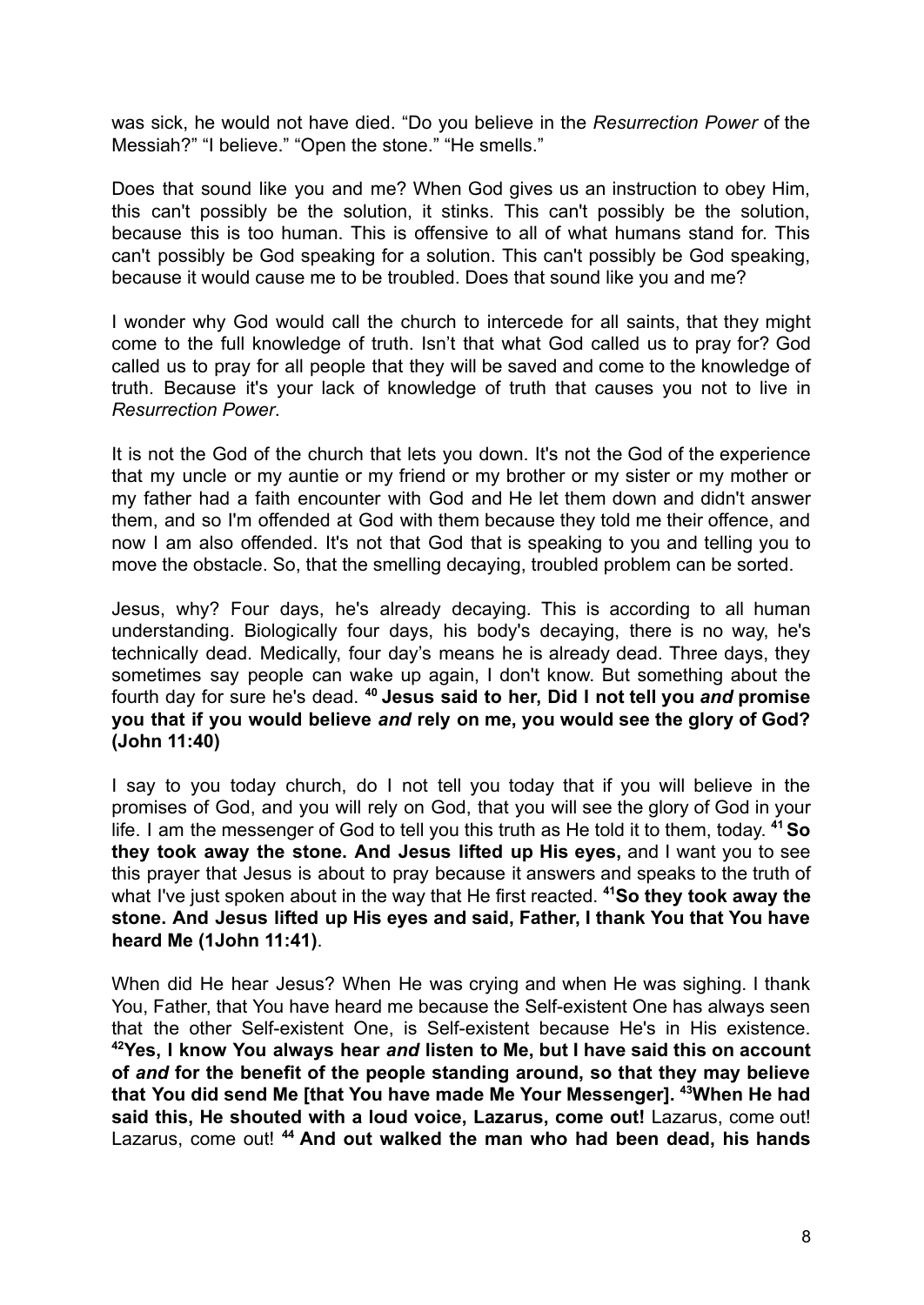was sick, he would not have died. "Do you believe in the *Resurrection Power* of the Messiah?" "I believe." "Open the stone." "He smells."

Does that sound like you and me? When God gives us an instruction to obey Him, this can't possibly be the solution, it stinks. This can't possibly be the solution, because this is too human. This is offensive to all of what humans stand for. This can't possibly be God speaking for a solution. This can't possibly be God speaking, because it would cause me to be troubled. Does that sound like you and me?

I wonder why God would call the church to intercede for all saints, that they might come to the full knowledge of truth. Isn't that what God called us to pray for? God called us to pray for all people that they will be saved and come to the knowledge of truth. Because it's your lack of knowledge of truth that causes you not to live in *Resurrection Power*.

It is not the God of the church that lets you down. It's not the God of the experience that my uncle or my auntie or my friend or my brother or my sister or my mother or my father had a faith encounter with God and He let them down and didn't answer them, and so I'm offended at God with them because they told me their offence, and now I am also offended. It's not that God that is speaking to you and telling you to move the obstacle. So, that the smelling decaying, troubled problem can be sorted.

Jesus, why? Four days, he's already decaying. This is according to all human understanding. Biologically four days, his body's decaying, there is no way, he's technically dead. Medically, four day's means he is already dead. Three days, they sometimes say people can wake up again, I don't know. But something about the fourth day for sure he's dead. **[40] Jesus said to her, Did I not tell you *and* promise you that if you would believe *and* rely on me, you would see the glory of God? (John 11:40)**

I say to you today church, do I not tell you today that if you will believe in the promises of God, and you will rely on God, that you will see the glory of God in your life. I am the messenger of God to tell you this truth as He told it to them, today. **[41] So they took away the stone. And Jesus lifted up His eyes,** and I want you to see this prayer that Jesus is about to pray because it answers and speaks to the truth of what I've just spoken about in the way that He first reacted. **[41]So they took away the stone. And Jesus lifted up His eyes and said, Father, I thank You that You have heard Me (1John 11:41)**.

When did He hear Jesus? When He was crying and when He was sighing. I thank You, Father, that You have heard me because the Self-existent One has always seen that the other Self-existent One, is Self-existent because He's in His existence. **[42]Yes, I know You always hear *and* listen to Me, but I have said this on account of *and* for the benefit of the people standing around, so that they may believe that You did send Me [that You have made Me Your Messenger]. [43]When He had said this, He shouted with a loud voice, Lazarus, come out!** Lazarus, come out! Lazarus, come out! **[44] And out walked the man who had been dead, his hands**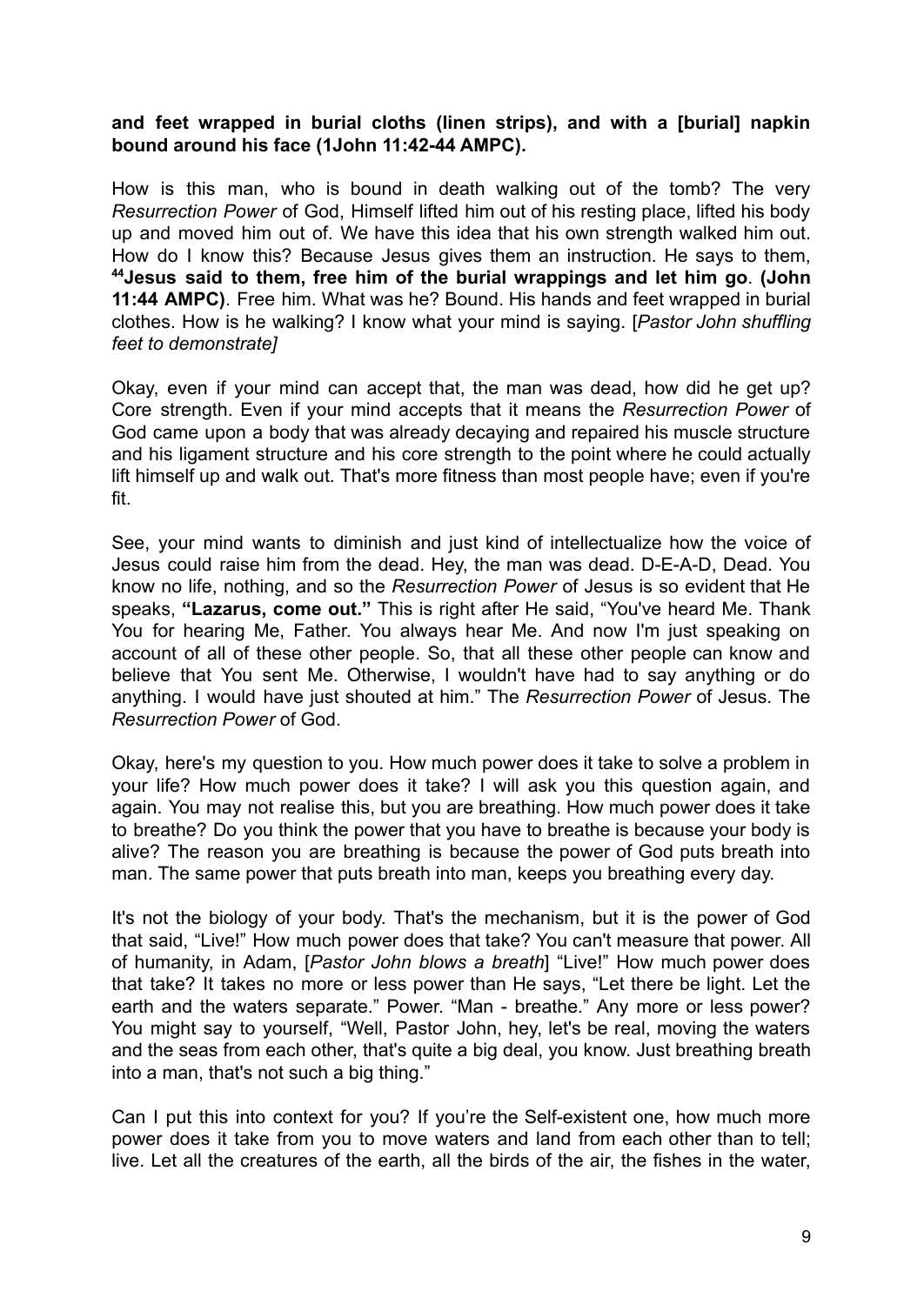**and feet wrapped in burial cloths (linen strips), and with a [burial] napkin bound around his face (1John 11:42-44 AMPC).**

How is this man, who is bound in death walking out of the tomb? The very *Resurrection Power* of God, Himself lifted him out of his resting place, lifted his body up and moved him out of. We have this idea that his own strength walked him out. How do I know this? Because Jesus gives them an instruction. He says to them, **[44]Jesus said to them, free him of the burial wrappings and let him go**. **(John 11:44 AMPC)**. Free him. What was he? Bound. His hands and feet wrapped in burial clothes. How is he walking? I know what your mind is saying. [*Pastor John shuffling feet to demonstrate]*

Okay, even if your mind can accept that, the man was dead, how did he get up? Core strength. Even if your mind accepts that it means the *Resurrection Power* of God came upon a body that was already decaying and repaired his muscle structure and his ligament structure and his core strength to the point where he could actually lift himself up and walk out. That's more fitness than most people have; even if you're fit.

See, your mind wants to diminish and just kind of intellectualize how the voice of Jesus could raise him from the dead. Hey, the man was dead. D-E-A-D, Dead. You know no life, nothing, and so the *Resurrection Power* of Jesus is so evident that He speaks, **"Lazarus, come out."** This is right after He said, "You've heard Me. Thank You for hearing Me, Father. You always hear Me. And now I'm just speaking on account of all of these other people. So, that all these other people can know and believe that You sent Me. Otherwise, I wouldn't have had to say anything or do anything. I would have just shouted at him." The *Resurrection Power* of Jesus. The *Resurrection Power* of God.

Okay, here's my question to you. How much power does it take to solve a problem in your life? How much power does it take? I will ask you this question again, and again. You may not realise this, but you are breathing. How much power does it take to breathe? Do you think the power that you have to breathe is because your body is alive? The reason you are breathing is because the power of God puts breath into man. The same power that puts breath into man, keeps you breathing every day.

It's not the biology of your body. That's the mechanism, but it is the power of God that said, "Live!" How much power does that take? You can't measure that power. All of humanity, in Adam, [*Pastor John blows a breath*] "Live!" How much power does that take? It takes no more or less power than He says, "Let there be light. Let the earth and the waters separate." Power. "Man - breathe." Any more or less power? You might say to yourself, "Well, Pastor John, hey, let's be real, moving the waters and the seas from each other, that's quite a big deal, you know. Just breathing breath into a man, that's not such a big thing."

Can I put this into context for you? If you're the Self-existent one, how much more power does it take from you to move waters and land from each other than to tell; live. Let all the creatures of the earth, all the birds of the air, the fishes in the water,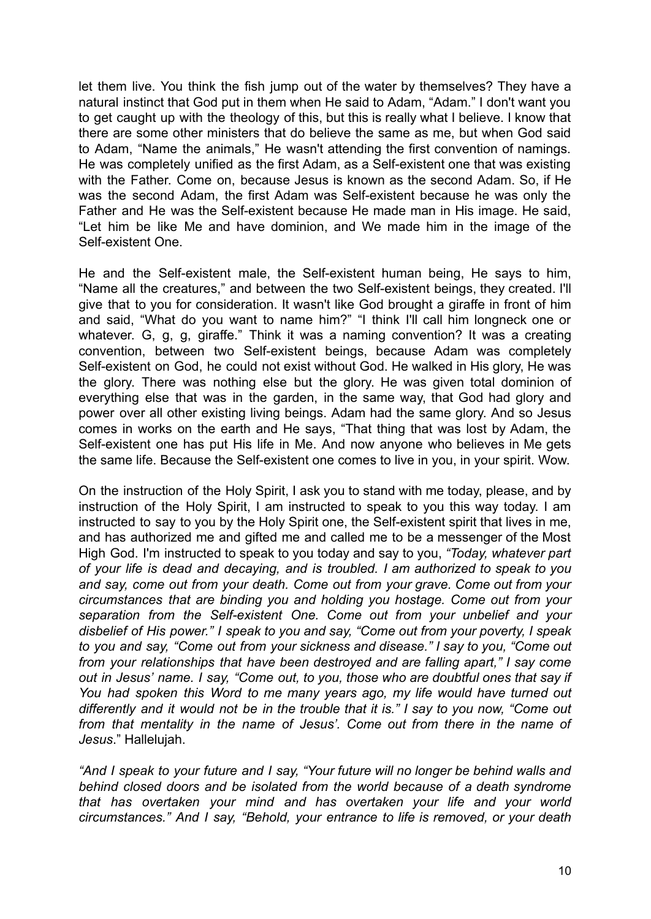let them live. You think the fish jump out of the water by themselves? They have a natural instinct that God put in them when He said to Adam, "Adam." I don't want you to get caught up with the theology of this, but this is really what I believe. I know that there are some other ministers that do believe the same as me, but when God said to Adam, "Name the animals," He wasn't attending the first convention of namings. He was completely unified as the first Adam, as a Self-existent one that was existing with the Father. Come on, because Jesus is known as the second Adam. So, if He was the second Adam, the first Adam was Self-existent because he was only the Father and He was the Self-existent because He made man in His image. He said, "Let him be like Me and have dominion, and We made him in the image of the Self-existent One.

He and the Self-existent male, the Self-existent human being, He says to him, "Name all the creatures," and between the two Self-existent beings, they created. I'll give that to you for consideration. It wasn't like God brought a giraffe in front of him and said, "What do you want to name him?" "I think I'll call him longneck one or whatever. G, g, g, giraffe." Think it was a naming convention? It was a creating convention, between two Self-existent beings, because Adam was completely Self-existent on God, he could not exist without God. He walked in His glory, He was the glory. There was nothing else but the glory. He was given total dominion of everything else that was in the garden, in the same way, that God had glory and power over all other existing living beings. Adam had the same glory. And so Jesus comes in works on the earth and He says, "That thing that was lost by Adam, the Self-existent one has put His life in Me. And now anyone who believes in Me gets the same life. Because the Self-existent one comes to live in you, in your spirit. Wow.

On the instruction of the Holy Spirit, I ask you to stand with me today, please, and by instruction of the Holy Spirit, I am instructed to speak to you this way today. I am instructed to say to you by the Holy Spirit one, the Self-existent spirit that lives in me, and has authorized me and gifted me and called me to be a messenger of the Most High God. I'm instructed to speak to you today and say to you, *"Today, whatever part of your life is dead and decaying, and is troubled. I am authorized to speak to you and say, come out from your death. Come out from your grave. Come out from your circumstances that are binding you and holding you hostage. Come out from your separation from the Self-existent One. Come out from your unbelief and your disbelief of His power." I speak to you and say, "Come out from your poverty, I speak to you and say, "Come out from your sickness and disease." I say to you, "Come out from your relationships that have been destroyed and are falling apart," I say come out in Jesus' name. I say, "Come out, to you, those who are doubtful ones that say if You had spoken this Word to me many years ago, my life would have turned out differently and it would not be in the trouble that it is." I say to you now, "Come out from that mentality in the name of Jesus'. Come out from there in the name of Jesus*." Hallelujah.

*"And I speak to your future and I say, "Your future will no longer be behind walls and behind closed doors and be isolated from the world because of a death syndrome that has overtaken your mind and has overtaken your life and your world circumstances." And I say, "Behold, your entrance to life is removed, or your death*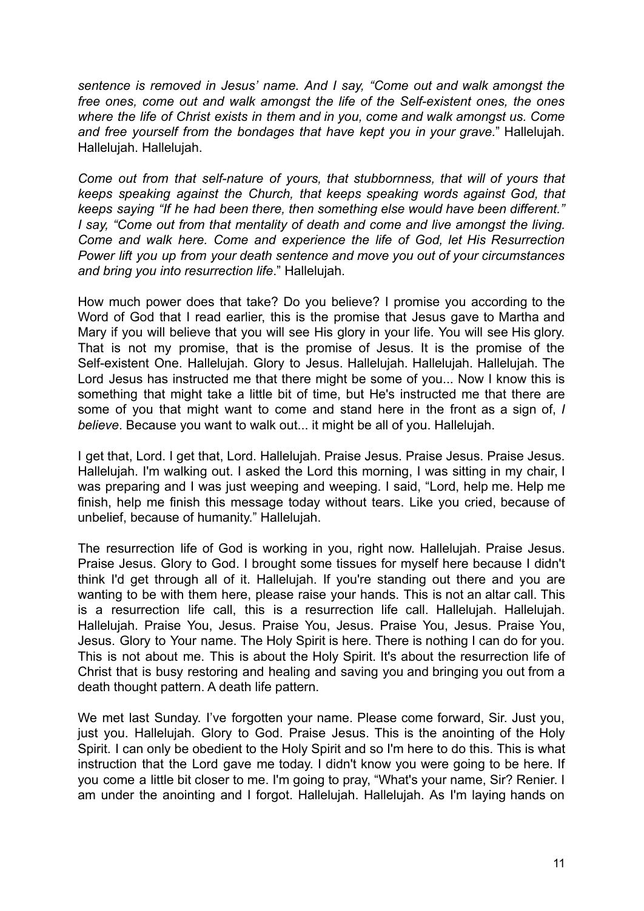*sentence is removed in Jesus' name. And I say, "Come out and walk amongst the free ones, come out and walk amongst the life of the Self-existent ones, the ones where the life of Christ exists in them and in you, come and walk amongst us. Come and free yourself from the bondages that have kept you in your grave.*" Hallelujah. Hallelujah. Hallelujah.

*Come out from that self-nature of yours, that stubbornness, that will of yours that keeps speaking against the Church, that keeps speaking words against God, that keeps saying "If he had been there, then something else would have been different." I say, "Come out from that mentality of death and come and live amongst the living. Come and walk here. Come and experience the life of God, let His Resurrection Power lift you up from your death sentence and move you out of your circumstances and bring you into resurrection life*." Hallelujah.

How much power does that take? Do you believe? I promise you according to the Word of God that I read earlier, this is the promise that Jesus gave to Martha and Mary if you will believe that you will see His glory in your life. You will see His glory. That is not my promise, that is the promise of Jesus. It is the promise of the Self-existent One. Hallelujah. Glory to Jesus. Hallelujah. Hallelujah. Hallelujah. The Lord Jesus has instructed me that there might be some of you... Now I know this is something that might take a little bit of time, but He's instructed me that there are some of you that might want to come and stand here in the front as a sign of, *I believe*. Because you want to walk out... it might be all of you. Hallelujah.

I get that, Lord. I get that, Lord. Hallelujah. Praise Jesus. Praise Jesus. Praise Jesus. Hallelujah. I'm walking out. I asked the Lord this morning, I was sitting in my chair, I was preparing and I was just weeping and weeping. I said, "Lord, help me. Help me finish, help me finish this message today without tears. Like you cried, because of unbelief, because of humanity." Hallelujah.

The resurrection life of God is working in you, right now. Hallelujah. Praise Jesus. Praise Jesus. Glory to God. I brought some tissues for myself here because I didn't think I'd get through all of it. Hallelujah. If you're standing out there and you are wanting to be with them here, please raise your hands. This is not an altar call. This is a resurrection life call, this is a resurrection life call. Hallelujah. Hallelujah. Hallelujah. Praise You, Jesus. Praise You, Jesus. Praise You, Jesus. Praise You, Jesus. Glory to Your name. The Holy Spirit is here. There is nothing I can do for you. This is not about me. This is about the Holy Spirit. It's about the resurrection life of Christ that is busy restoring and healing and saving you and bringing you out from a death thought pattern. A death life pattern.

We met last Sunday. I've forgotten your name. Please come forward, Sir. Just you, just you. Hallelujah. Glory to God. Praise Jesus. This is the anointing of the Holy Spirit. I can only be obedient to the Holy Spirit and so I'm here to do this. This is what instruction that the Lord gave me today. I didn't know you were going to be here. If you come a little bit closer to me. I'm going to pray, "What's your name, Sir? Renier. I am under the anointing and I forgot. Hallelujah. Hallelujah. As I'm laying hands on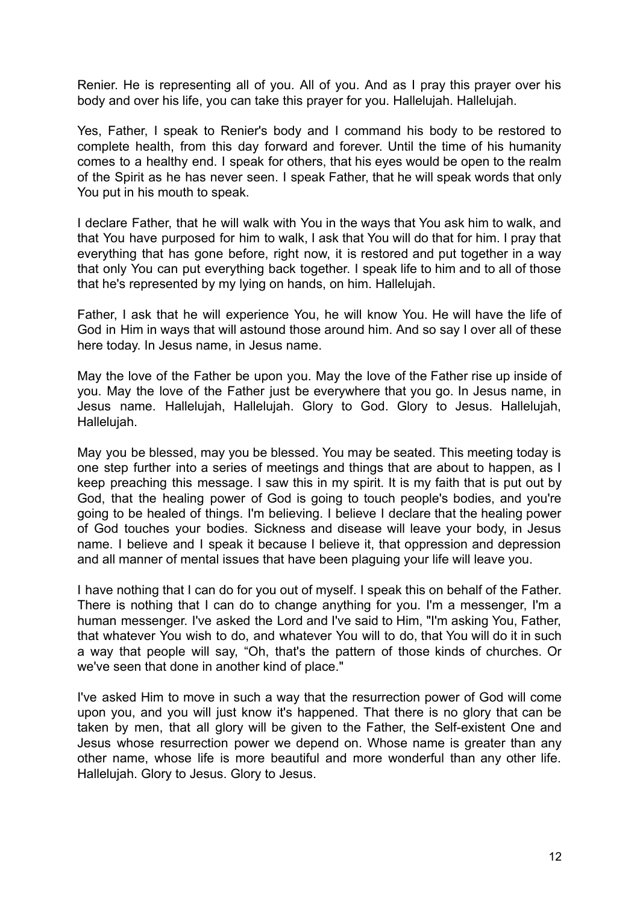Renier. He is representing all of you. All of you. And as I pray this prayer over his body and over his life, you can take this prayer for you. Hallelujah. Hallelujah.

Yes, Father, I speak to Renier's body and I command his body to be restored to complete health, from this day forward and forever. Until the time of his humanity comes to a healthy end. I speak for others, that his eyes would be open to the realm of the Spirit as he has never seen. I speak Father, that he will speak words that only You put in his mouth to speak.

I declare Father, that he will walk with You in the ways that You ask him to walk, and that You have purposed for him to walk, I ask that You will do that for him. I pray that everything that has gone before, right now, it is restored and put together in a way that only You can put everything back together. I speak life to him and to all of those that he's represented by my lying on hands, on him. Hallelujah.

Father, I ask that he will experience You, he will know You. He will have the life of God in Him in ways that will astound those around him. And so say I over all of these here today. In Jesus name, in Jesus name.

May the love of the Father be upon you. May the love of the Father rise up inside of you. May the love of the Father just be everywhere that you go. In Jesus name, in Jesus name. Hallelujah, Hallelujah. Glory to God. Glory to Jesus. Hallelujah, Hallelujah.

May you be blessed, may you be blessed. You may be seated. This meeting today is one step further into a series of meetings and things that are about to happen, as I keep preaching this message. I saw this in my spirit. It is my faith that is put out by God, that the healing power of God is going to touch people's bodies, and you're going to be healed of things. I'm believing. I believe I declare that the healing power of God touches your bodies. Sickness and disease will leave your body, in Jesus name. I believe and I speak it because I believe it, that oppression and depression and all manner of mental issues that have been plaguing your life will leave you.

I have nothing that I can do for you out of myself. I speak this on behalf of the Father. There is nothing that I can do to change anything for you. I'm a messenger, I'm a human messenger. I've asked the Lord and I've said to Him, "I'm asking You, Father, that whatever You wish to do, and whatever You will to do, that You will do it in such a way that people will say, "Oh, that's the pattern of those kinds of churches. Or we've seen that done in another kind of place."

I've asked Him to move in such a way that the resurrection power of God will come upon you, and you will just know it's happened. That there is no glory that can be taken by men, that all glory will be given to the Father, the Self-existent One and Jesus whose resurrection power we depend on. Whose name is greater than any other name, whose life is more beautiful and more wonderful than any other life. Hallelujah. Glory to Jesus. Glory to Jesus.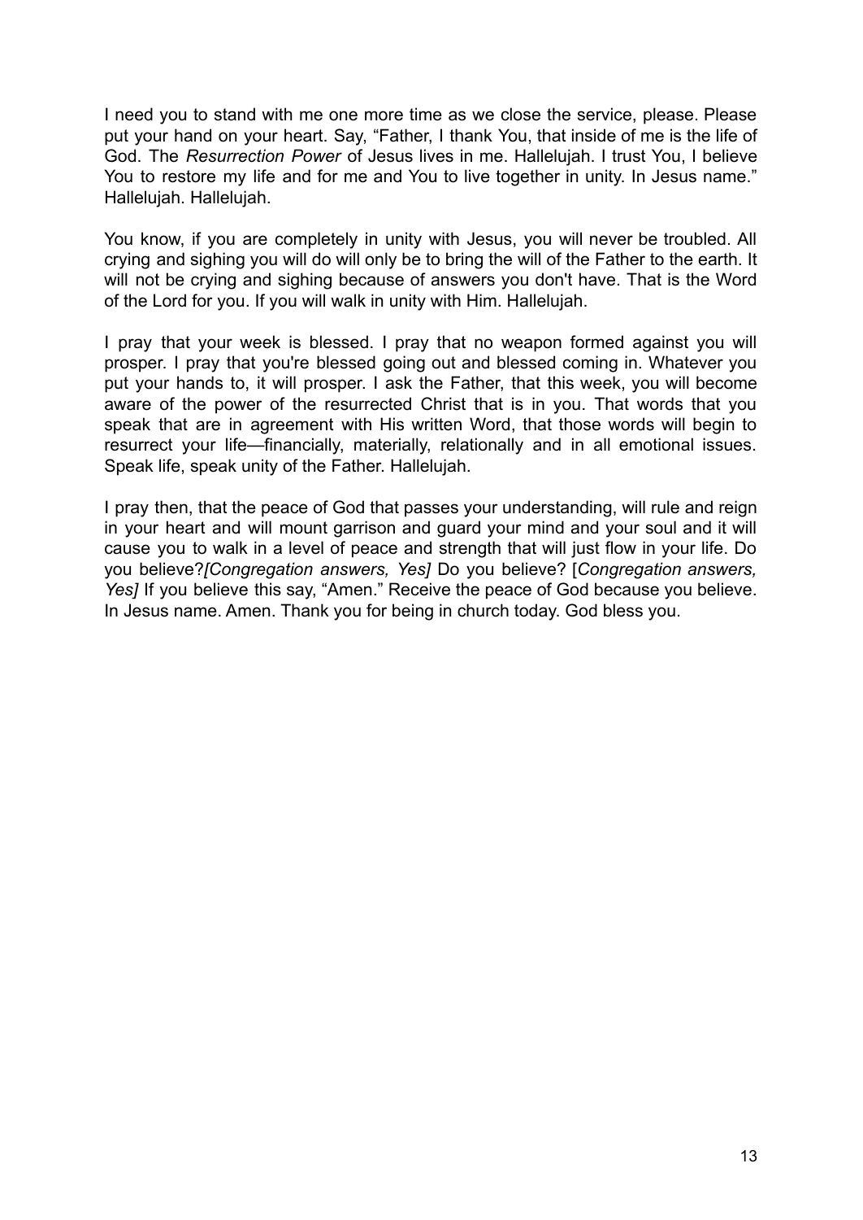I need you to stand with me one more time as we close the service, please. Please put your hand on your heart. Say, “Father, I thank You, that inside of me is the life of God. The *Resurrection Power* of Jesus lives in me. Hallelujah. I trust You, I believe You to restore my life and for me and You to live together in unity. In Jesus name.” Hallelujah. Hallelujah.

You know, if you are completely in unity with Jesus, you will never be troubled. All crying and sighing you will do will only be to bring the will of the Father to the earth. It will not be crying and sighing because of answers you don't have. That is the Word of the Lord for you. If you will walk in unity with Him. Hallelujah.

I pray that your week is blessed. I pray that no weapon formed against you will prosper. I pray that you're blessed going out and blessed coming in. Whatever you put your hands to, it will prosper. I ask the Father, that this week, you will become aware of the power of the resurrected Christ that is in you. That words that you speak that are in agreement with His written Word, that those words will begin to resurrect your life—financially, materially, relationally and in all emotional issues. Speak life, speak unity of the Father. Hallelujah.

I pray then, that the peace of God that passes your understanding, will rule and reign in your heart and will mount garrison and guard your mind and your soul and it will cause you to walk in a level of peace and strength that will just flow in your life. Do you believe?*[Congregation answers, Yes]* Do you believe? [*Congregation answers, Yes]* If you believe this say, “Amen.” Receive the peace of God because you believe. In Jesus name. Amen. Thank you for being in church today. God bless you.